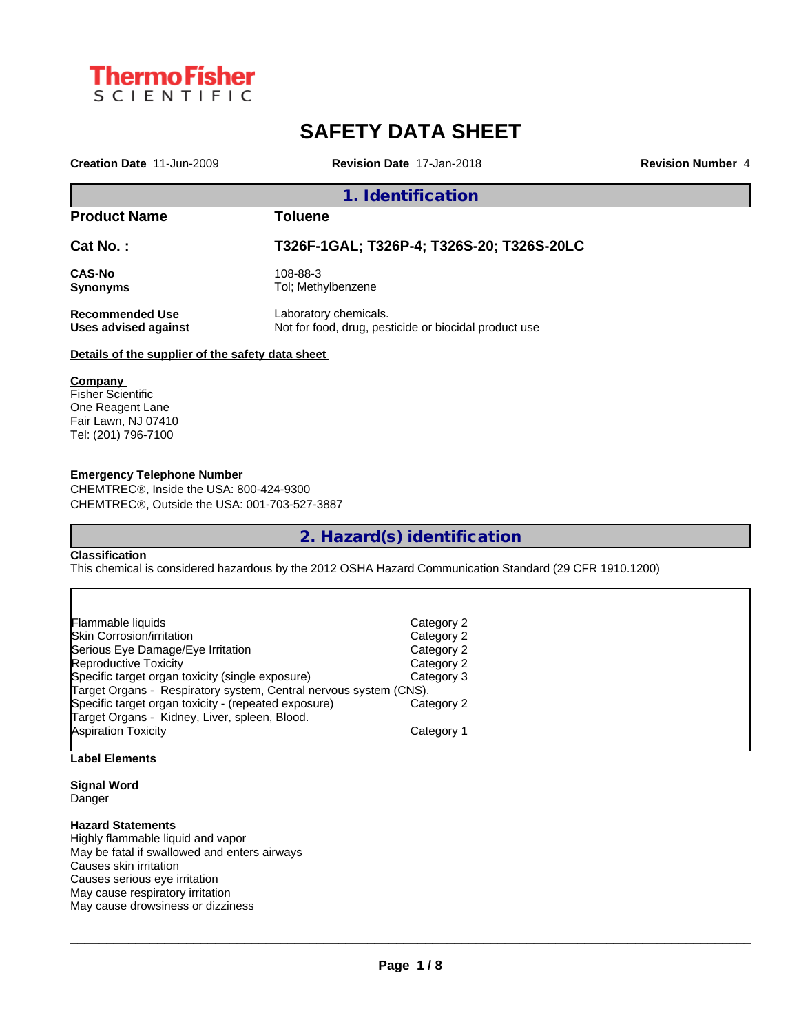ThermoFisher SCIENTIFIC

# SAFETY DATA SHEET

**Creation Date** 11-Jun-2009 **Revision Date** 17-Jan-2018 **Revision Number** 4

## 1. Identification

| | |
|---|---|
| **Product Name** | **Toluene** |
| **Cat No. :** | **T326F-1GAL; T326P-4; T326S-20; T326S-20LC** |
| **CAS-No** | 108-88-3 |
| **Synonyms** | Tol; Methylbenzene |
| **Recommended Use** | Laboratory chemicals. |
| **Uses advised against** | Not for food, drug, pesticide or biocidal product use |

**Details of the supplier of the safety data sheet**

**Company**
Fisher Scientific
One Reagent Lane
Fair Lawn, NJ 07410
Tel: (201) 796-7100

**Emergency Telephone Number**
CHEMTREC®, Inside the USA: 800-424-9300
CHEMTREC®, Outside the USA: 001-703-527-3887

## 2. Hazard(s) identification

**Classification**
This chemical is considered hazardous by the 2012 OSHA Hazard Communication Standard (29 CFR 1910.1200)

| | |
|---|---|
| Flammable liquids | Category 2 |
| Skin Corrosion/irritation | Category 2 |
| Serious Eye Damage/Eye Irritation | Category 2 |
| Reproductive Toxicity | Category 2 |
| Specific target organ toxicity (single exposure) | Category 3 |
| Target Organs - Respiratory system, Central nervous system (CNS). | |
| Specific target organ toxicity - (repeated exposure) | Category 2 |
| Target Organs - Kidney, Liver, spleen, Blood. | |
| Aspiration Toxicity | Category 1 |

**Label Elements**

**Signal Word**
Danger

**Hazard Statements**
Highly flammable liquid and vapor
May be fatal if swallowed and enters airways
Causes skin irritation
Causes serious eye irritation
May cause respiratory irritation
May cause drowsiness or dizziness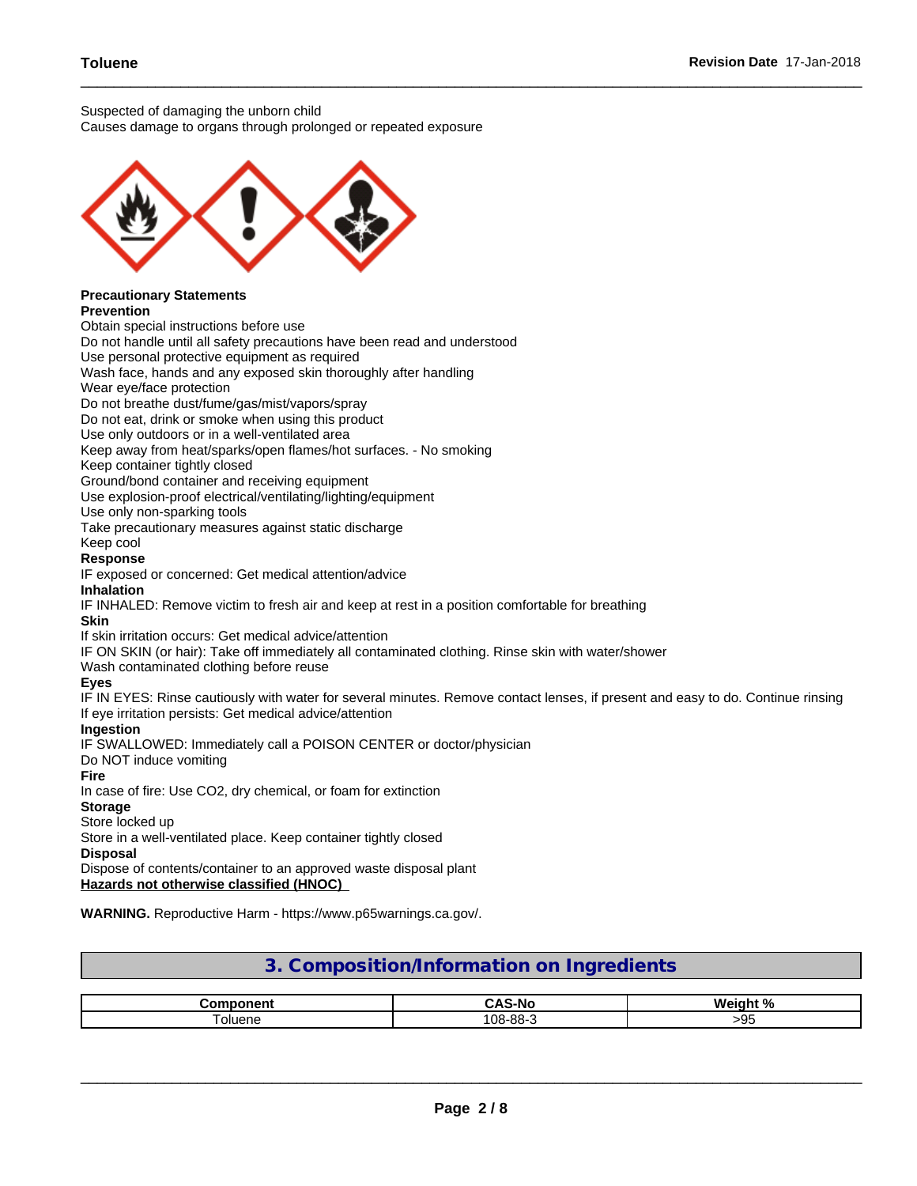Suspected of damaging the unborn child
Causes damage to organs through prolonged or repeated exposure

**Precautionary Statements**
**Prevention**
Obtain special instructions before use
Do not handle until all safety precautions have been read and understood
Use personal protective equipment as required
Wash face, hands and any exposed skin thoroughly after handling
Wear eye/face protection
Do not breathe dust/fume/gas/mist/vapors/spray
Do not eat, drink or smoke when using this product
Use only outdoors or in a well-ventilated area
Keep away from heat/sparks/open flames/hot surfaces. - No smoking
Keep container tightly closed
Ground/bond container and receiving equipment
Use explosion-proof electrical/ventilating/lighting/equipment
Use only non-sparking tools
Take precautionary measures against static discharge
Keep cool
**Response**
IF exposed or concerned: Get medical attention/advice
**Inhalation**
IF INHALED: Remove victim to fresh air and keep at rest in a position comfortable for breathing
**Skin**
If skin irritation occurs: Get medical advice/attention
IF ON SKIN (or hair): Take off immediately all contaminated clothing. Rinse skin with water/shower
Wash contaminated clothing before reuse
**Eyes**
IF IN EYES: Rinse cautiously with water for several minutes. Remove contact lenses, if present and easy to do. Continue rinsing
If eye irritation persists: Get medical advice/attention
**Ingestion**
IF SWALLOWED: Immediately call a POISON CENTER or doctor/physician
Do NOT induce vomiting
**Fire**
In case of fire: Use $CO_2$, dry chemical, or foam for extinction
**Storage**
Store locked up
Store in a well-ventilated place. Keep container tightly closed
**Disposal**
Dispose of contents/container to an approved waste disposal plant
**Hazards not otherwise classified (HNOC)**

**WARNING.** Reproductive Harm - https://www.p65warnings.ca.gov/.

## 3. Composition/Information on Ingredients

| Component | CAS-No | Weight % |
|---|---|---|
| Toluene | 108-88-3 | >95 |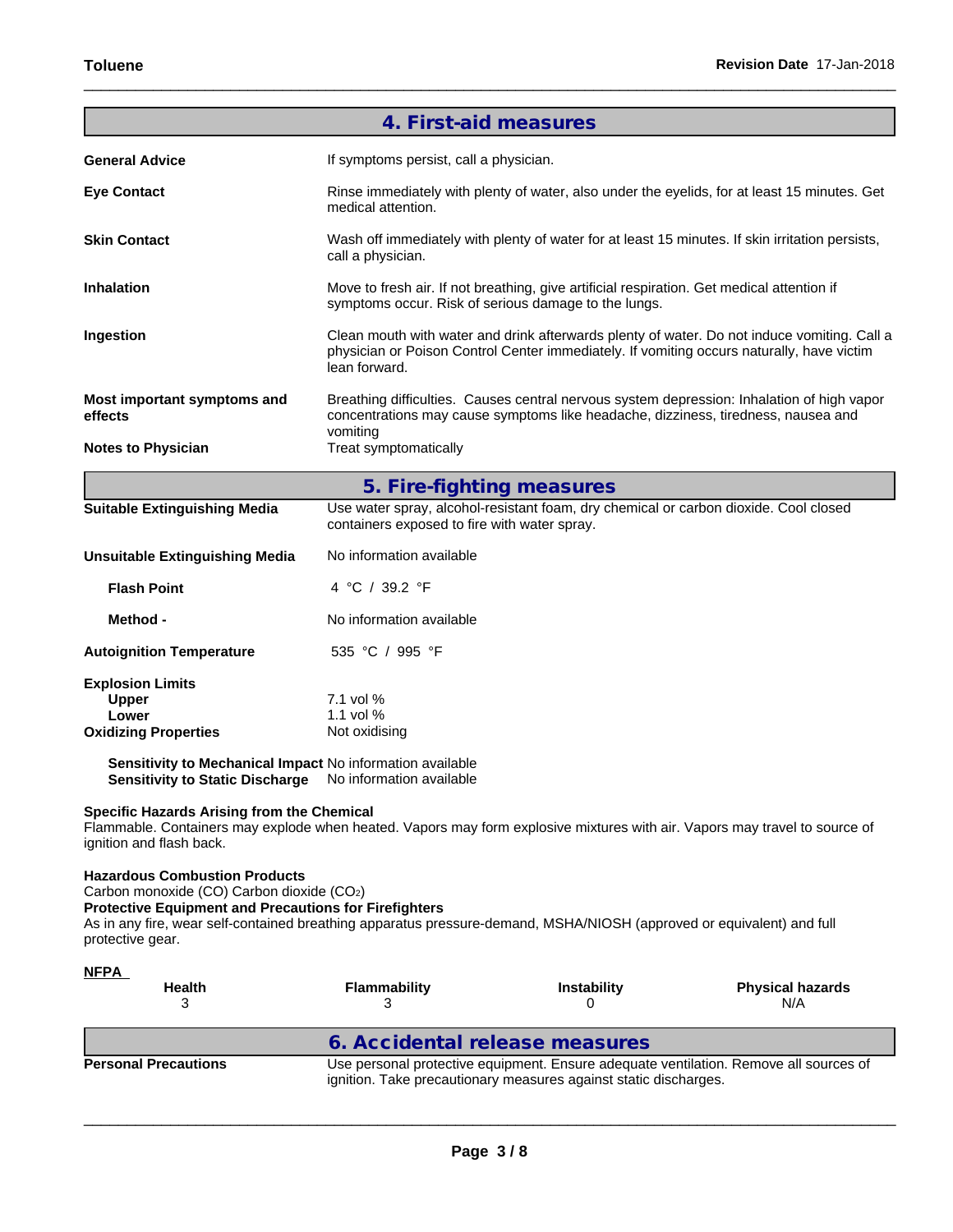## 4. First-aid measures

**General Advice**
If symptoms persist, call a physician.

**Eye Contact**
Rinse immediately with plenty of water, also under the eyelids, for at least 15 minutes. Get medical attention.

**Skin Contact**
Wash off immediately with plenty of water for at least 15 minutes. If skin irritation persists, call a physician.

**Inhalation**
Move to fresh air. If not breathing, give artificial respiration. Get medical attention if symptoms occur. Risk of serious damage to the lungs.

**Ingestion**
Clean mouth with water and drink afterwards plenty of water. Do not induce vomiting. Call a physician or Poison Control Center immediately. If vomiting occurs naturally, have victim lean forward.

**Most important symptoms and effects**
Breathing difficulties. Causes central nervous system depression: Inhalation of high vapor concentrations may cause symptoms like headache, dizziness, tiredness, nausea and vomiting

**Notes to Physician**
Treat symptomatically

## 5. Fire-fighting measures

**Suitable Extinguishing Media**
Use water spray, alcohol-resistant foam, dry chemical or carbon dioxide. Cool closed containers exposed to fire with water spray.

**Unsuitable Extinguishing Media**
No information available

**Flash Point**
4 °C / 39.2 °F

**Method -**
No information available

**Autoignition Temperature**
535 °C / 995 °F

**Explosion Limits**
- **Upper**: 7.1 vol %
- **Lower**: 1.1 vol %

**Oxidizing Properties**
Not oxidising

**Sensitivity to Mechanical Impact** No information available
**Sensitivity to Static Discharge** No information available

**Specific Hazards Arising from the Chemical**
Flammable. Containers may explode when heated. Vapors may form explosive mixtures with air. Vapors may travel to source of ignition and flash back.

**Hazardous Combustion Products**
Carbon monoxide (CO) Carbon dioxide ($CO_2$)

**Protective Equipment and Precautions for Firefighters**
As in any fire, wear self-contained breathing apparatus pressure-demand, MSHA/NIOSH (approved or equivalent) and full protective gear.

**NFPA**

| Health | Flammability | Instability | Physical hazards |
|---|---|---|---|
| 3 | 3 | 0 | N/A |

## 6. Accidental release measures

**Personal Precautions**
Use personal protective equipment. Ensure adequate ventilation. Remove all sources of ignition. Take precautionary measures against static discharges.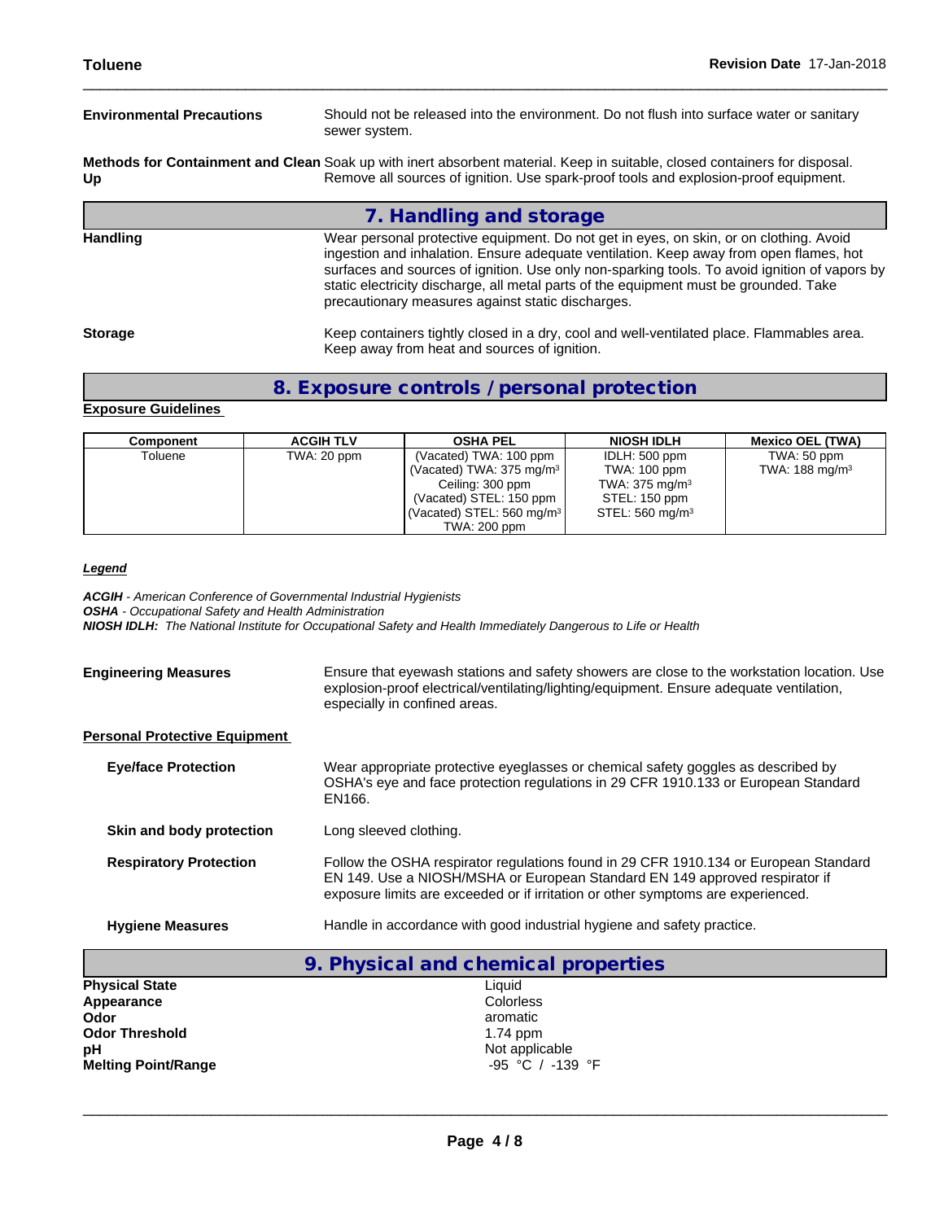**Environmental Precautions** — Should not be released into the environment. Do not flush into surface water or sanitary sewer system.

**Methods for Containment and Clean Up** — Soak up with inert absorbent material. Keep in suitable, closed containers for disposal. Remove all sources of ignition. Use spark-proof tools and explosion-proof equipment.

## 7. Handling and storage

**Handling** — Wear personal protective equipment. Do not get in eyes, on skin, or on clothing. Avoid ingestion and inhalation. Ensure adequate ventilation. Keep away from open flames, hot surfaces and sources of ignition. Use only non-sparking tools. To avoid ignition of vapors by static electricity discharge, all metal parts of the equipment must be grounded. Take precautionary measures against static discharges.

**Storage** — Keep containers tightly closed in a dry, cool and well-ventilated place. Flammables area. Keep away from heat and sources of ignition.

## 8. Exposure controls / personal protection

**Exposure Guidelines**

| Component | ACGIH TLV | OSHA PEL | NIOSH IDLH | Mexico OEL (TWA) |
|---|---|---|---|---|
| Toluene | TWA: 20 ppm | (Vacated) TWA: 100 ppm<br>(Vacated) TWA: 375 mg/m³<br>Ceiling: 300 ppm<br>(Vacated) STEL: 150 ppm<br>(Vacated) STEL: 560 mg/m³<br>TWA: 200 ppm | IDLH: 500 ppm<br>TWA: 100 ppm<br>TWA: 375 mg/m³<br>STEL: 150 ppm<br>STEL: 560 mg/m³ | TWA: 50 ppm<br>TWA: 188 mg/m³ |

***Legend***

***ACGIH*** *- American Conference of Governmental Industrial Hygienists*
***OSHA*** *- Occupational Safety and Health Administration*
***NIOSH IDLH:*** *The National Institute for Occupational Safety and Health Immediately Dangerous to Life or Health*

**Engineering Measures** — Ensure that eyewash stations and safety showers are close to the workstation location. Use explosion-proof electrical/ventilating/lighting/equipment. Ensure adequate ventilation, especially in confined areas.

**Personal Protective Equipment**

**Eye/face Protection** — Wear appropriate protective eyeglasses or chemical safety goggles as described by OSHA's eye and face protection regulations in 29 CFR 1910.133 or European Standard EN166.

**Skin and body protection** — Long sleeved clothing.

**Respiratory Protection** — Follow the OSHA respirator regulations found in 29 CFR 1910.134 or European Standard EN 149. Use a NIOSH/MSHA or European Standard EN 149 approved respirator if exposure limits are exceeded or if irritation or other symptoms are experienced.

**Hygiene Measures** — Handle in accordance with good industrial hygiene and safety practice.

## 9. Physical and chemical properties

| | |
|---|---|
| **Physical State** | Liquid |
| **Appearance** | Colorless |
| **Odor** | aromatic |
| **Odor Threshold** | 1.74 ppm |
| **pH** | Not applicable |
| **Melting Point/Range** | -95 °C / -139 °F |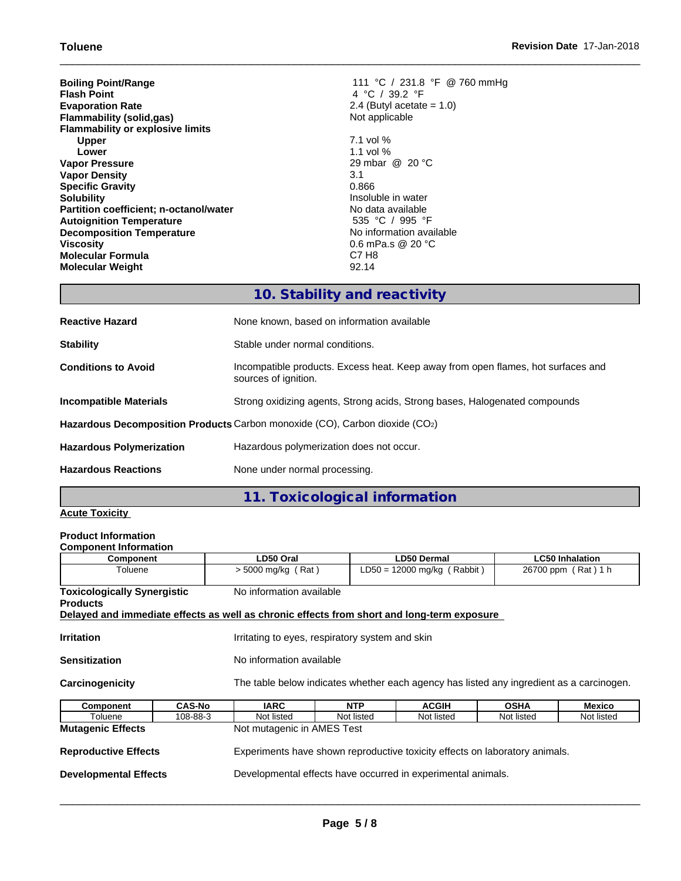| | |
|---|---|
| **Boiling Point/Range** | 111 °C / 231.8 °F @ 760 mmHg |
| **Flash Point** | 4 °C / 39.2 °F |
| **Evaporation Rate** | 2.4 (Butyl acetate = 1.0) |
| **Flammability (solid,gas)** | Not applicable |
| **Flammability or explosive limits** | |
| **Upper** | 7.1 vol % |
| **Lower** | 1.1 vol % |
| **Vapor Pressure** | 29 mbar @ 20 °C |
| **Vapor Density** | 3.1 |
| **Specific Gravity** | 0.866 |
| **Solubility** | Insoluble in water |
| **Partition coefficient; n-octanol/water** | No data available |
| **Autoignition Temperature** | 535 °C / 995 °F |
| **Decomposition Temperature** | No information available |
| **Viscosity** | 0.6 mPa.s @ 20 °C |
| **Molecular Formula** | C7 H8 |
| **Molecular Weight** | 92.14 |

## 10. Stability and reactivity

**Reactive Hazard** None known, based on information available

**Stability** Stable under normal conditions.

**Conditions to Avoid** Incompatible products. Excess heat. Keep away from open flames, hot surfaces and sources of ignition.

**Incompatible Materials** Strong oxidizing agents, Strong acids, Strong bases, Halogenated compounds

**Hazardous Decomposition Products** Carbon monoxide (CO), Carbon dioxide ($CO_2$)

**Hazardous Polymerization** Hazardous polymerization does not occur.

**Hazardous Reactions** None under normal processing.

## 11. Toxicological information

**Acute Toxicity**

**Product Information**

**Component Information**

| Component | LD50 Oral | LD50 Dermal | LC50 Inhalation |
|---|---|---|---|
| Toluene | > 5000 mg/kg ( Rat ) | LD50 = 12000 mg/kg ( Rabbit ) | 26700 ppm ( Rat ) 1 h |

**Toxicologically Synergistic Products** No information available

**Delayed and immediate effects as well as chronic effects from short and long-term exposure**

**Irritation** Irritating to eyes, respiratory system and skin

**Sensitization** No information available

**Carcinogenicity** The table below indicates whether each agency has listed any ingredient as a carcinogen.

| Component | CAS-No | IARC | NTP | ACGIH | OSHA | Mexico |
|---|---|---|---|---|---|---|
| Toluene | 108-88-3 | Not listed | Not listed | Not listed | Not listed | Not listed |

**Mutagenic Effects** Not mutagenic in AMES Test

**Reproductive Effects** Experiments have shown reproductive toxicity effects on laboratory animals.

**Developmental Effects** Developmental effects have occurred in experimental animals.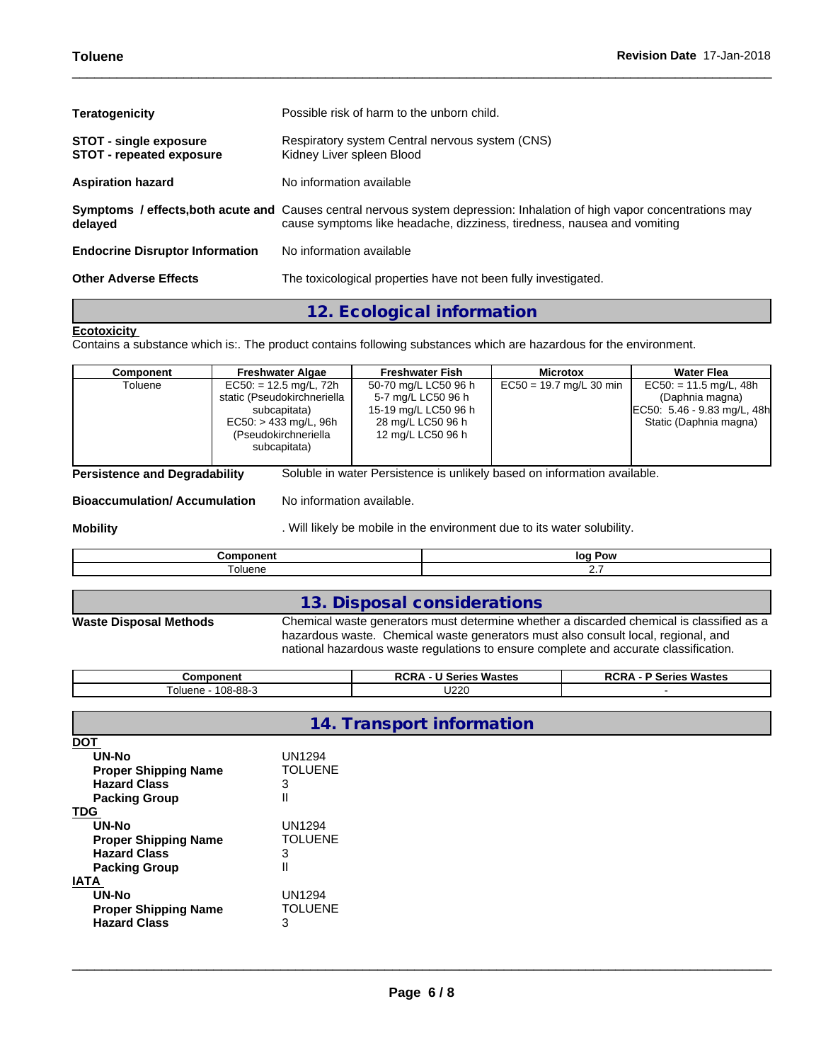| | |
|---|---|
| **Teratogenicity** | Possible risk of harm to the unborn child. |
| **STOT - single exposure** | Respiratory system Central nervous system (CNS) |
| **STOT - repeated exposure** | Kidney Liver spleen Blood |
| **Aspiration hazard** | No information available |
| **Symptoms / effects,both acute and delayed** | Causes central nervous system depression: Inhalation of high vapor concentrations may cause symptoms like headache, dizziness, tiredness, nausea and vomiting |
| **Endocrine Disruptor Information** | No information available |
| **Other Adverse Effects** | The toxicological properties have not been fully investigated. |

## 12. Ecological information

**Ecotoxicity**

Contains a substance which is:. The product contains following substances which are hazardous for the environment.

| Component | Freshwater Algae | Freshwater Fish | Microtox | Water Flea |
|---|---|---|---|---|
| Toluene | EC50: = 12.5 mg/L, 72h static (Pseudokirchneriella subcapitata) EC50: > 433 mg/L, 96h (Pseudokirchneriella subcapitata) | 50-70 mg/L LC50 96 h 5-7 mg/L LC50 96 h 15-19 mg/L LC50 96 h 28 mg/L LC50 96 h 12 mg/L LC50 96 h | EC50 = 19.7 mg/L 30 min | EC50: = 11.5 mg/L, 48h (Daphnia magna) EC50: 5.46 - 9.83 mg/L, 48h Static (Daphnia magna) |

| | |
|---|---|
| **Persistence and Degradability** | Soluble in water Persistence is unlikely based on information available. |
| **Bioaccumulation/ Accumulation** | No information available. |
| **Mobility** | . Will likely be mobile in the environment due to its water solubility. |

| Component | log Pow |
|---|---|
| Toluene | 2.7 |

## 13. Disposal considerations

**Waste Disposal Methods** Chemical waste generators must determine whether a discarded chemical is classified as a hazardous waste. Chemical waste generators must also consult local, regional, and national hazardous waste regulations to ensure complete and accurate classification.

| Component | RCRA - U Series Wastes | RCRA - P Series Wastes |
|---|---|---|
| Toluene - 108-88-3 | U220 | - |

## 14. Transport information

**DOT**

| | |
|---|---|
| **UN-No** | UN1294 |
| **Proper Shipping Name** | TOLUENE |
| **Hazard Class** | 3 |
| **Packing Group** | II |

**TDG**

| | |
|---|---|
| **UN-No** | UN1294 |
| **Proper Shipping Name** | TOLUENE |
| **Hazard Class** | 3 |
| **Packing Group** | II |

**IATA**

| | |
|---|---|
| **UN-No** | UN1294 |
| **Proper Shipping Name** | TOLUENE |
| **Hazard Class** | 3 |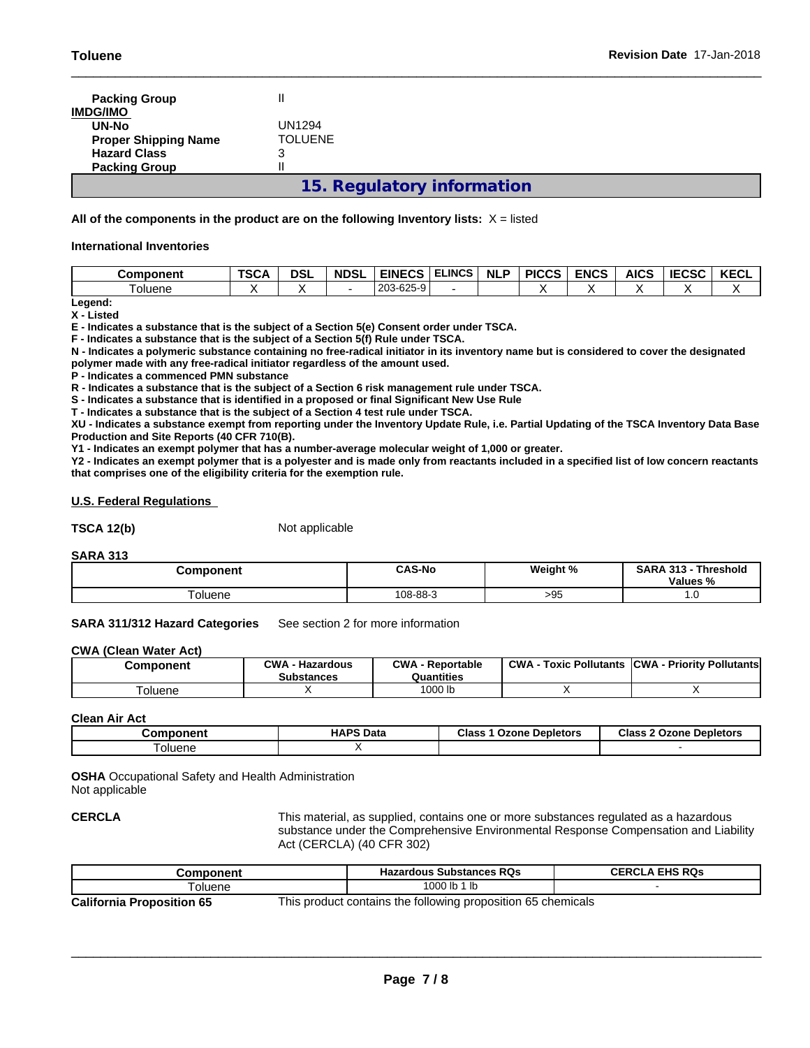| | |
|---|---|
| **Packing Group** | II |
| **IMDG/IMO** | |
| **UN-No** | UN1294 |
| **Proper Shipping Name** | TOLUENE |
| **Hazard Class** | 3 |
| **Packing Group** | II |

## 15. Regulatory information

**All of the components in the product are on the following Inventory lists:** X = listed

**International Inventories**

| Component | TSCA | DSL | NDSL | EINECS | ELINCS | NLP | PICCS | ENCS | AICS | IECSC | KECL |
|---|---|---|---|---|---|---|---|---|---|---|---|
| Toluene | X | X | - | 203-625-9 | - | | X | X | X | X | X |

**Legend:**
**X - Listed**
**E - Indicates a substance that is the subject of a Section 5(e) Consent order under TSCA.**
**F - Indicates a substance that is the subject of a Section 5(f) Rule under TSCA.**
**N - Indicates a polymeric substance containing no free-radical initiator in its inventory name but is considered to cover the designated polymer made with any free-radical initiator regardless of the amount used.**
**P - Indicates a commenced PMN substance**
**R - Indicates a substance that is the subject of a Section 6 risk management rule under TSCA.**
**S - Indicates a substance that is identified in a proposed or final Significant New Use Rule**
**T - Indicates a substance that is the subject of a Section 4 test rule under TSCA.**
**XU - Indicates a substance exempt from reporting under the Inventory Update Rule, i.e. Partial Updating of the TSCA Inventory Data Base Production and Site Reports (40 CFR 710(B).**
**Y1 - Indicates an exempt polymer that has a number-average molecular weight of 1,000 or greater.**
**Y2 - Indicates an exempt polymer that is a polyester and is made only from reactants included in a specified list of low concern reactants that comprises one of the eligibility criteria for the exemption rule.**

**U.S. Federal Regulations**

**TSCA 12(b)** Not applicable

**SARA 313**

| Component | CAS-No | Weight % | SARA 313 - Threshold Values % |
|---|---|---|---|
| Toluene | 108-88-3 | >95 | 1.0 |

**SARA 311/312 Hazard Categories** See section 2 for more information

**CWA (Clean Water Act)**

| Component | CWA - Hazardous Substances | CWA - Reportable Quantities | CWA - Toxic Pollutants | CWA - Priority Pollutants |
|---|---|---|---|---|
| Toluene | X | 1000 lb | X | X |

**Clean Air Act**

| Component | HAPS Data | Class 1 Ozone Depletors | Class 2 Ozone Depletors |
|---|---|---|---|
| Toluene | X | | - |

**OSHA** Occupational Safety and Health Administration
Not applicable

**CERCLA** This material, as supplied, contains one or more substances regulated as a hazardous substance under the Comprehensive Environmental Response Compensation and Liability Act (CERCLA) (40 CFR 302)

| Component | Hazardous Substances RQs | CERCLA EHS RQs |
|---|---|---|
| Toluene | 1000 lb 1 lb | - |

**California Proposition 65** This product contains the following proposition 65 chemicals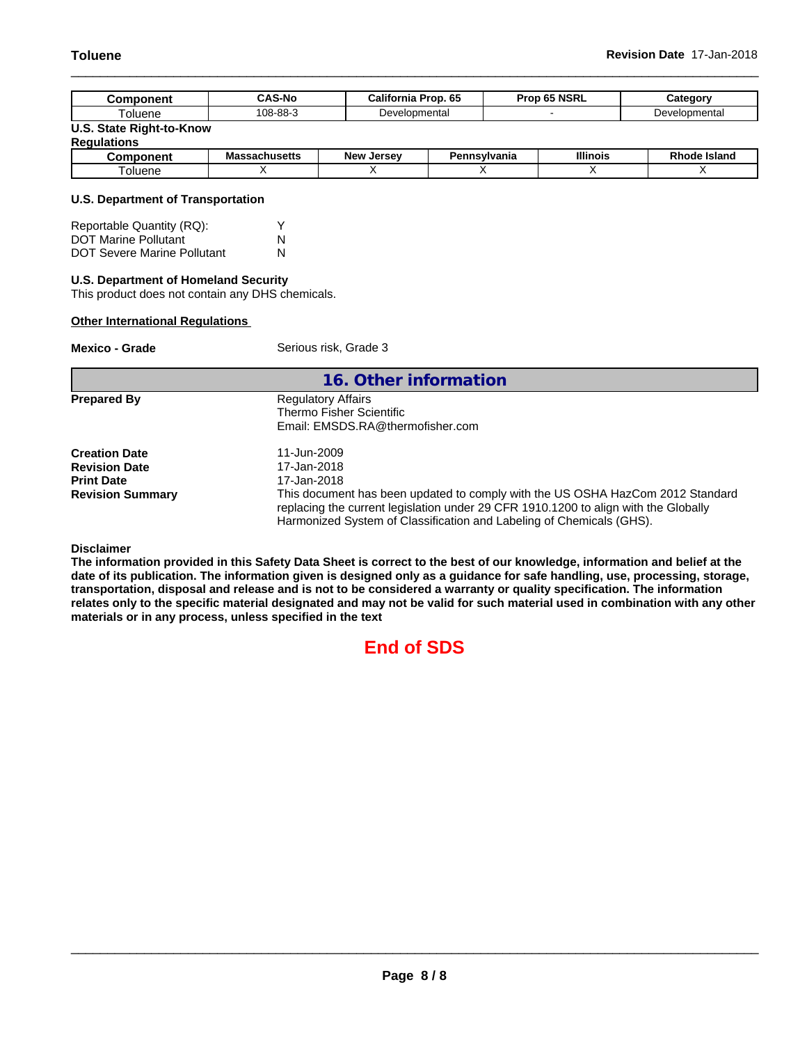| Component | CAS-No | California Prop. 65 | Prop 65 NSRL | Category |
|---|---|---|---|---|
| Toluene | 108-88-3 | Developmental | - | Developmental |

**U.S. State Right-to-Know Regulations**

| Component | Massachusetts | New Jersey | Pennsylvania | Illinois | Rhode Island |
|---|---|---|---|---|---|
| Toluene | X | X | X | X | X |

**U.S. Department of Transportation**

| | |
|---|---|
| Reportable Quantity (RQ): | Y |
| DOT Marine Pollutant | N |
| DOT Severe Marine Pollutant | N |

**U.S. Department of Homeland Security**

This product does not contain any DHS chemicals.

**Other International Regulations**

**Mexico - Grade** Serious risk, Grade 3

## 16. Other information

**Prepared By**
Regulatory Affairs
Thermo Fisher Scientific
Email: EMSDS.RA@thermofisher.com

**Creation Date** 11-Jun-2009
**Revision Date** 17-Jan-2018
**Print Date** 17-Jan-2018
**Revision Summary** This document has been updated to comply with the US OSHA HazCom 2012 Standard replacing the current legislation under 29 CFR 1910.1200 to align with the Globally Harmonized System of Classification and Labeling of Chemicals (GHS).

**Disclaimer**

**The information provided in this Safety Data Sheet is correct to the best of our knowledge, information and belief at the date of its publication. The information given is designed only as a guidance for safe handling, use, processing, storage, transportation, disposal and release and is not to be considered a warranty or quality specification. The information relates only to the specific material designated and may not be valid for such material used in combination with any other materials or in any process, unless specified in the text**

**End of SDS**